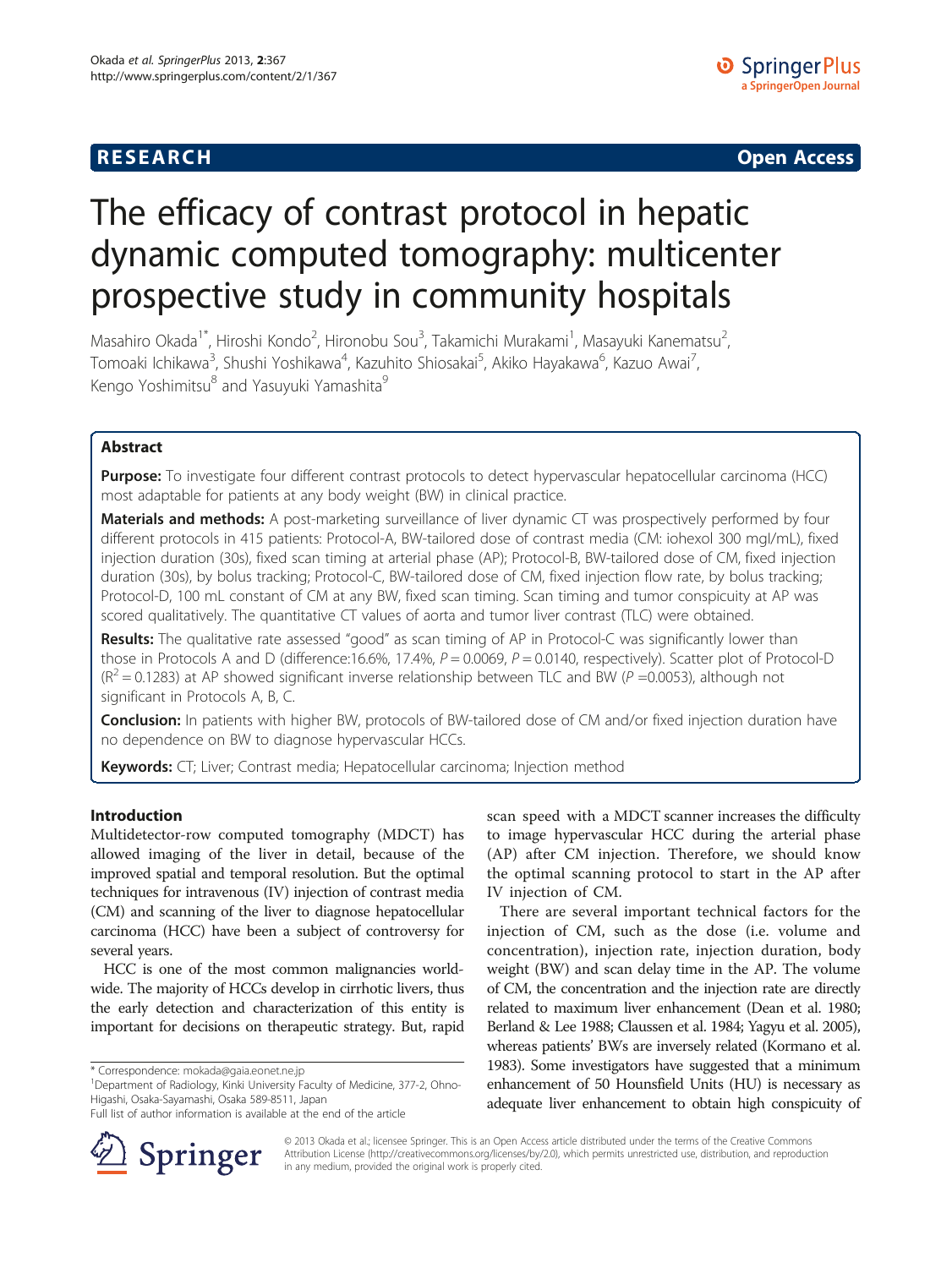**RESEARCH** **Open Access**

# The efficacy of contrast protocol in hepatic dynamic computed tomography: multicenter prospective study in community hospitals

Masahiro Okada[1*], Hiroshi Kondo[2], Hironobu Sou[3], Takamichi Murakami[1], Masayuki Kanematsu[2], Tomoaki Ichikawa[3], Shushi Yoshikawa[4], Kazuhito Shiosakai[5], Akiko Hayakawa[6], Kazuo Awai[7], Kengo Yoshimitsu[8] and Yasuyuki Yamashita[9]

## Abstract

**Purpose:** To investigate four different contrast protocols to detect hypervascular hepatocellular carcinoma (HCC) most adaptable for patients at any body weight (BW) in clinical practice.

**Materials and methods:** A post-marketing surveillance of liver dynamic CT was prospectively performed by four different protocols in 415 patients: Protocol-A, BW-tailored dose of contrast media (CM: iohexol 300 mgI/mL), fixed injection duration (30s), fixed scan timing at arterial phase (AP); Protocol-B, BW-tailored dose of CM, fixed injection duration (30s), by bolus tracking; Protocol-C, BW-tailored dose of CM, fixed injection flow rate, by bolus tracking; Protocol-D, 100 mL constant of CM at any BW, fixed scan timing. Scan timing and tumor conspicuity at AP was scored qualitatively. The quantitative CT values of aorta and tumor liver contrast (TLC) were obtained.

**Results:** The qualitative rate assessed "good" as scan timing of AP in Protocol-C was significantly lower than those in Protocols A and D (difference:16.6%, 17.4%, $P = 0.0069$, $P = 0.0140$, respectively). Scatter plot of Protocol-D ($R^2 = 0.1283$) at AP showed significant inverse relationship between TLC and BW ($P = 0.0053$), although not significant in Protocols A, B, C.

**Conclusion:** In patients with higher BW, protocols of BW-tailored dose of CM and/or fixed injection duration have no dependence on BW to diagnose hypervascular HCCs.

**Keywords:** CT; Liver; Contrast media; Hepatocellular carcinoma; Injection method

## Introduction

Multidetector-row computed tomography (MDCT) has allowed imaging of the liver in detail, because of the improved spatial and temporal resolution. But the optimal techniques for intravenous (IV) injection of contrast media (CM) and scanning of the liver to diagnose hepatocellular carcinoma (HCC) have been a subject of controversy for several years.

HCC is one of the most common malignancies worldwide. The majority of HCCs develop in cirrhotic livers, thus the early detection and characterization of this entity is important for decisions on therapeutic strategy. But, rapid scan speed with a MDCT scanner increases the difficulty to image hypervascular HCC during the arterial phase (AP) after CM injection. Therefore, we should know the optimal scanning protocol to start in the AP after IV injection of CM.

There are several important technical factors for the injection of CM, such as the dose (i.e. volume and concentration), injection rate, injection duration, body weight (BW) and scan delay time in the AP. The volume of CM, the concentration and the injection rate are directly related to maximum liver enhancement (Dean et al. 1980; Berland & Lee 1988; Claussen et al. 1984; Yagyu et al. 2005), whereas patients' BWs are inversely related (Kormano et al. 1983). Some investigators have suggested that a minimum enhancement of 50 Hounsfield Units (HU) is necessary as adequate liver enhancement to obtain high conspicuity of

\* Correspondence: mokada@gaia.eonet.ne.jp
[1]Department of Radiology, Kinki University Faculty of Medicine, 377-2, Ohno-Higashi, Osaka-Sayamashi, Osaka 589-8511, Japan
Full list of author information is available at the end of the article

© 2013 Okada et al.; licensee Springer. This is an Open Access article distributed under the terms of the Creative Commons Attribution License (http://creativecommons.org/licenses/by/2.0), which permits unrestricted use, distribution, and reproduction in any medium, provided the original work is properly cited.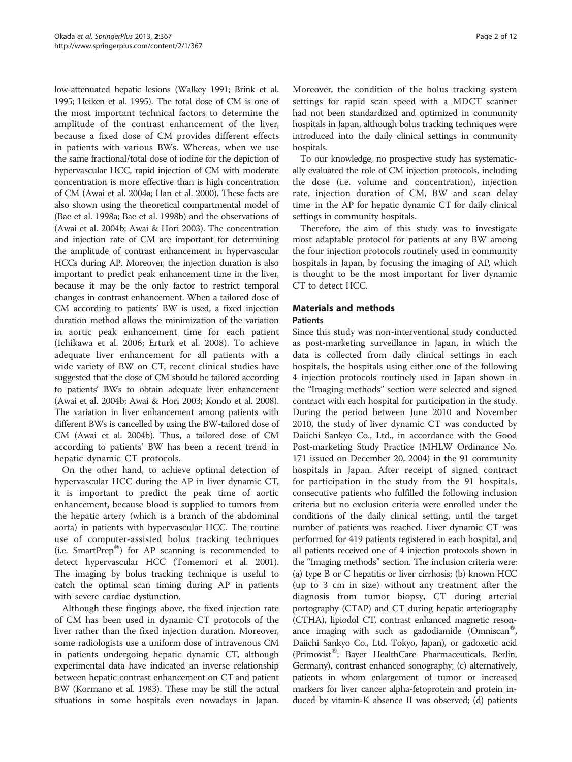low-attenuated hepatic lesions (Walkey 1991; Brink et al. 1995; Heiken et al. 1995). The total dose of CM is one of the most important technical factors to determine the amplitude of the contrast enhancement of the liver, because a fixed dose of CM provides different effects in patients with various BWs. Whereas, when we use the same fractional/total dose of iodine for the depiction of hypervascular HCC, rapid injection of CM with moderate concentration is more effective than is high concentration of CM (Awai et al. 2004a; Han et al. 2000). These facts are also shown using the theoretical compartmental model of (Bae et al. 1998a; Bae et al. 1998b) and the observations of (Awai et al. 2004b; Awai & Hori 2003). The concentration and injection rate of CM are important for determining the amplitude of contrast enhancement in hypervascular HCCs during AP. Moreover, the injection duration is also important to predict peak enhancement time in the liver, because it may be the only factor to restrict temporal changes in contrast enhancement. When a tailored dose of CM according to patients' BW is used, a fixed injection duration method allows the minimization of the variation in aortic peak enhancement time for each patient (Ichikawa et al. 2006; Erturk et al. 2008). To achieve adequate liver enhancement for all patients with a wide variety of BW on CT, recent clinical studies have suggested that the dose of CM should be tailored according to patients' BWs to obtain adequate liver enhancement (Awai et al. 2004b; Awai & Hori 2003; Kondo et al. 2008). The variation in liver enhancement among patients with different BWs is cancelled by using the BW-tailored dose of CM (Awai et al. 2004b). Thus, a tailored dose of CM according to patients' BW has been a recent trend in hepatic dynamic CT protocols.

On the other hand, to achieve optimal detection of hypervascular HCC during the AP in liver dynamic CT, it is important to predict the peak time of aortic enhancement, because blood is supplied to tumors from the hepatic artery (which is a branch of the abdominal aorta) in patients with hypervascular HCC. The routine use of computer-assisted bolus tracking techniques (i.e. SmartPrep®) for AP scanning is recommended to detect hypervascular HCC (Tomemori et al. 2001). The imaging by bolus tracking technique is useful to catch the optimal scan timing during AP in patients with severe cardiac dysfunction.

Although these fingings above, the fixed injection rate of CM has been used in dynamic CT protocols of the liver rather than the fixed injection duration. Moreover, some radiologists use a uniform dose of intravenous CM in patients undergoing hepatic dynamic CT, although experimental data have indicated an inverse relationship between hepatic contrast enhancement on CT and patient BW (Kormano et al. 1983). These may be still the actual situations in some hospitals even nowadays in Japan. Moreover, the condition of the bolus tracking system settings for rapid scan speed with a MDCT scanner had not been standardized and optimized in community hospitals in Japan, although bolus tracking techniques were introduced into the daily clinical settings in community hospitals.

To our knowledge, no prospective study has systematically evaluated the role of CM injection protocols, including the dose (i.e. volume and concentration), injection rate, injection duration of CM, BW and scan delay time in the AP for hepatic dynamic CT for daily clinical settings in community hospitals.

Therefore, the aim of this study was to investigate most adaptable protocol for patients at any BW among the four injection protocols routinely used in community hospitals in Japan, by focusing the imaging of AP, which is thought to be the most important for liver dynamic CT to detect HCC.

## Materials and methods

### Patients

Since this study was non-interventional study conducted as post-marketing surveillance in Japan, in which the data is collected from daily clinical settings in each hospitals, the hospitals using either one of the following 4 injection protocols routinely used in Japan shown in the "Imaging methods" section were selected and signed contract with each hospital for participation in the study. During the period between June 2010 and November 2010, the study of liver dynamic CT was conducted by Daiichi Sankyo Co., Ltd., in accordance with the Good Post-marketing Study Practice (MHLW Ordinance No. 171 issued on December 20, 2004) in the 91 community hospitals in Japan. After receipt of signed contract for participation in the study from the 91 hospitals, consecutive patients who fulfilled the following inclusion criteria but no exclusion criteria were enrolled under the conditions of the daily clinical setting, until the target number of patients was reached. Liver dynamic CT was performed for 419 patients registered in each hospital, and all patients received one of 4 injection protocols shown in the "Imaging methods" section. The inclusion criteria were: (a) type B or C hepatitis or liver cirrhosis; (b) known HCC (up to 3 cm in size) without any treatment after the diagnosis from tumor biopsy, CT during arterial portography (CTAP) and CT during hepatic arteriography (CTHA), lipiodol CT, contrast enhanced magnetic resonance imaging with such as gadodiamide (Omniscan®, Daiichi Sankyo Co., Ltd. Tokyo, Japan), or gadoxetic acid (Primovist®; Bayer HealthCare Pharmaceuticals, Berlin, Germany), contrast enhanced sonography; (c) alternatively, patients in whom enlargement of tumor or increased markers for liver cancer alpha-fetoprotein and protein induced by vitamin-K absence II was observed; (d) patients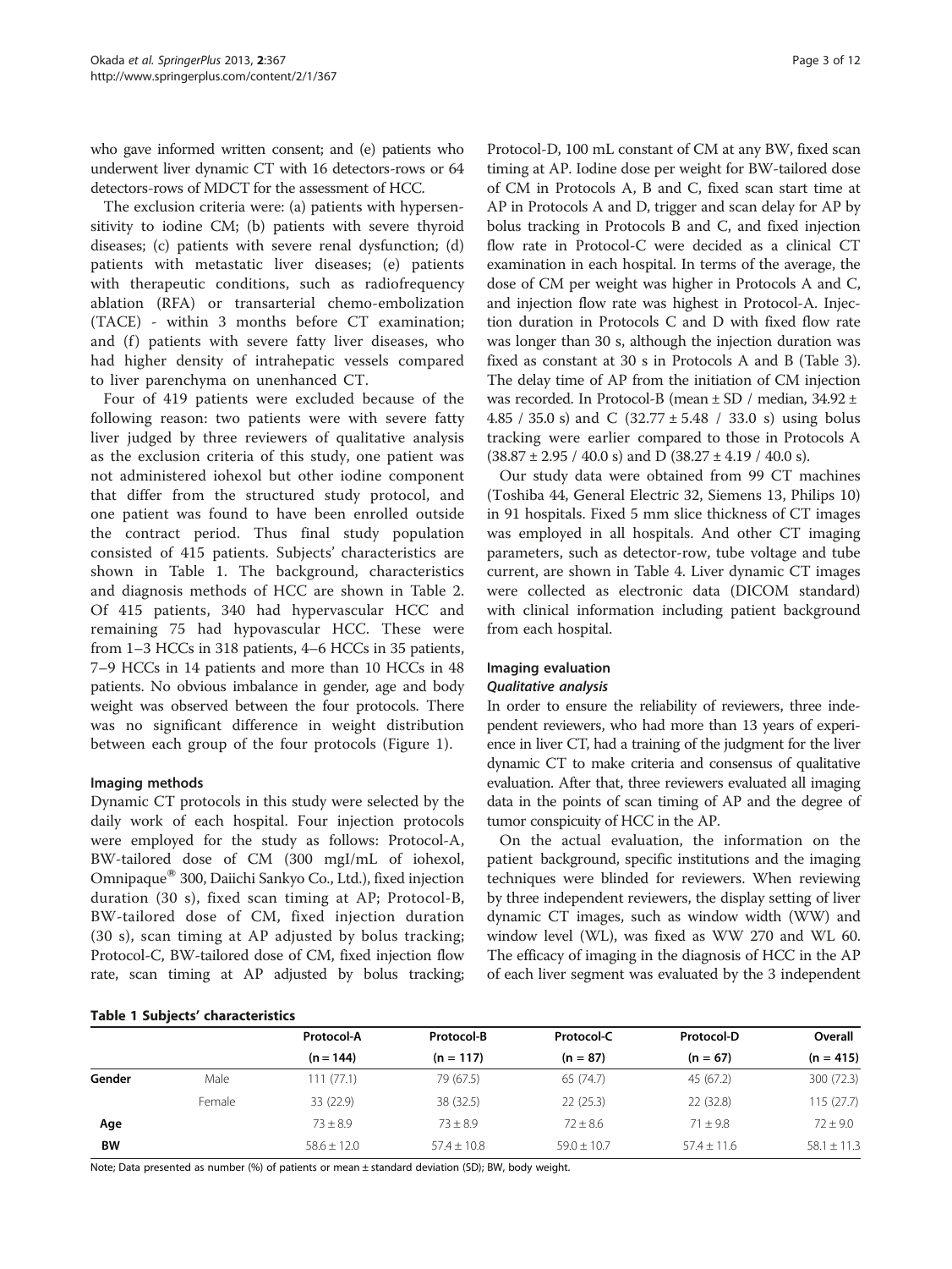who gave informed written consent; and (e) patients who underwent liver dynamic CT with 16 detectors-rows or 64 detectors-rows of MDCT for the assessment of HCC.

The exclusion criteria were: (a) patients with hypersensitivity to iodine CM; (b) patients with severe thyroid diseases; (c) patients with severe renal dysfunction; (d) patients with metastatic liver diseases; (e) patients with therapeutic conditions, such as radiofrequency ablation (RFA) or transarterial chemo-embolization (TACE) - within 3 months before CT examination; and (f) patients with severe fatty liver diseases, who had higher density of intrahepatic vessels compared to liver parenchyma on unenhanced CT.

Four of 419 patients were excluded because of the following reason: two patients were with severe fatty liver judged by three reviewers of qualitative analysis as the exclusion criteria of this study, one patient was not administered iohexol but other iodine component that differ from the structured study protocol, and one patient was found to have been enrolled outside the contract period. Thus final study population consisted of 415 patients. Subjects' characteristics are shown in Table 1. The background, characteristics and diagnosis methods of HCC are shown in Table 2. Of 415 patients, 340 had hypervascular HCC and remaining 75 had hypovascular HCC. These were from 1–3 HCCs in 318 patients, 4–6 HCCs in 35 patients, 7–9 HCCs in 14 patients and more than 10 HCCs in 48 patients. No obvious imbalance in gender, age and body weight was observed between the four protocols. There was no significant difference in weight distribution between each group of the four protocols (Figure 1).

### Imaging methods

Dynamic CT protocols in this study were selected by the daily work of each hospital. Four injection protocols were employed for the study as follows: Protocol-A, BW-tailored dose of CM (300 mgI/mL of iohexol, Omnipaque® 300, Daiichi Sankyo Co., Ltd.), fixed injection duration (30 s), fixed scan timing at AP; Protocol-B, BW-tailored dose of CM, fixed injection duration (30 s), scan timing at AP adjusted by bolus tracking; Protocol-C, BW-tailored dose of CM, fixed injection flow rate, scan timing at AP adjusted by bolus tracking; Protocol-D, 100 mL constant of CM at any BW, fixed scan timing at AP. Iodine dose per weight for BW-tailored dose of CM in Protocols A, B and C, fixed scan start time at AP in Protocols A and D, trigger and scan delay for AP by bolus tracking in Protocols B and C, and fixed injection flow rate in Protocol-C were decided as a clinical CT examination in each hospital. In terms of the average, the dose of CM per weight was higher in Protocols A and C, and injection flow rate was highest in Protocol-A. Injection duration in Protocols C and D with fixed flow rate was longer than 30 s, although the injection duration was fixed as constant at 30 s in Protocols A and B (Table 3). The delay time of AP from the initiation of CM injection was recorded. In Protocol-B (mean ± SD / median, 34.92 ± 4.85 / 35.0 s) and C (32.77 ± 5.48 / 33.0 s) using bolus tracking were earlier compared to those in Protocols A (38.87 ± 2.95 / 40.0 s) and D (38.27 ± 4.19 / 40.0 s).

Our study data were obtained from 99 CT machines (Toshiba 44, General Electric 32, Siemens 13, Philips 10) in 91 hospitals. Fixed 5 mm slice thickness of CT images was employed in all hospitals. And other CT imaging parameters, such as detector-row, tube voltage and tube current, are shown in Table 4. Liver dynamic CT images were collected as electronic data (DICOM standard) with clinical information including patient background from each hospital.

### Imaging evaluation

#### *Qualitative analysis*

In order to ensure the reliability of reviewers, three independent reviewers, who had more than 13 years of experience in liver CT, had a training of the judgment for the liver dynamic CT to make criteria and consensus of qualitative evaluation. After that, three reviewers evaluated all imaging data in the points of scan timing of AP and the degree of tumor conspicuity of HCC in the AP.

On the actual evaluation, the information on the patient background, specific institutions and the imaging techniques were blinded for reviewers. When reviewing by three independent reviewers, the display setting of liver dynamic CT images, such as window width (WW) and window level (WL), was fixed as WW 270 and WL 60. The efficacy of imaging in the diagnosis of HCC in the AP of each liver segment was evaluated by the 3 independent

**Table 1 Subjects' characteristics**

| | | Protocol-A (n = 144) | Protocol-B (n = 117) | Protocol-C (n = 87) | Protocol-D (n = 67) | Overall (n = 415) |
|---|---|---|---|---|---|---|
| **Gender** | Male | 111 (77.1) | 79 (67.5) | 65 (74.7) | 45 (67.2) | 300 (72.3) |
| | Female | 33 (22.9) | 38 (32.5) | 22 (25.3) | 22 (32.8) | 115 (27.7) |
| **Age** | | 73 ± 8.9 | 73 ± 8.9 | 72 ± 8.6 | 71 ± 9.8 | 72 ± 9.0 |
| **BW** | | 58.6 ± 12.0 | 57.4 ± 10.8 | 59.0 ± 10.7 | 57.4 ± 11.6 | 58.1 ± 11.3 |

Note; Data presented as number (%) of patients or mean ± standard deviation (SD); BW, body weight.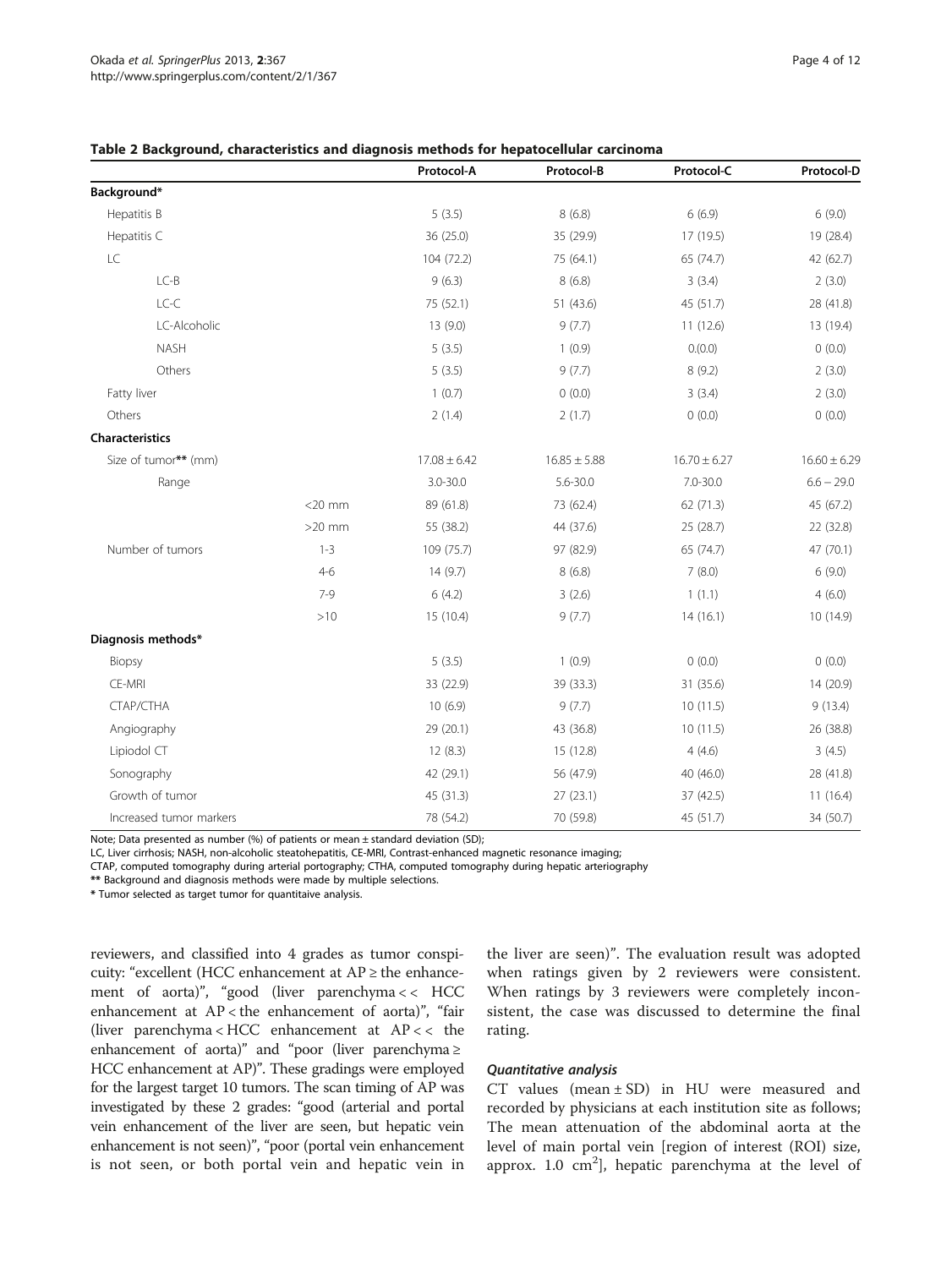**Table 2 Background, characteristics and diagnosis methods for hepatocellular carcinoma**

| | | Protocol-A | Protocol-B | Protocol-C | Protocol-D |
|---|---|---|---|---|---|
| **Background*** | | | | | |
| Hepatitis B | | 5 (3.5) | 8 (6.8) | 6 (6.9) | 6 (9.0) |
| Hepatitis C | | 36 (25.0) | 35 (29.9) | 17 (19.5) | 19 (28.4) |
| LC | | 104 (72.2) | 75 (64.1) | 65 (74.7) | 42 (62.7) |
| LC-B | | 9 (6.3) | 8 (6.8) | 3 (3.4) | 2 (3.0) |
| LC-C | | 75 (52.1) | 51 (43.6) | 45 (51.7) | 28 (41.8) |
| LC-Alcoholic | | 13 (9.0) | 9 (7.7) | 11 (12.6) | 13 (19.4) |
| NASH | | 5 (3.5) | 1 (0.9) | 0.(0.0) | 0 (0.0) |
| Others | | 5 (3.5) | 9 (7.7) | 8 (9.2) | 2 (3.0) |
| Fatty liver | | 1 (0.7) | 0 (0.0) | 3 (3.4) | 2 (3.0) |
| Others | | 2 (1.4) | 2 (1.7) | 0 (0.0) | 0 (0.0) |
| **Characteristics** | | | | | |
| Size of tumor** (mm) | | 17.08 ± 6.42 | 16.85 ± 5.88 | 16.70 ± 6.27 | 16.60 ± 6.29 |
| Range | | 3.0-30.0 | 5.6-30.0 | 7.0-30.0 | 6.6 – 29.0 |
| | <20 mm | 89 (61.8) | 73 (62.4) | 62 (71.3) | 45 (67.2) |
| | >20 mm | 55 (38.2) | 44 (37.6) | 25 (28.7) | 22 (32.8) |
| Number of tumors | 1-3 | 109 (75.7) | 97 (82.9) | 65 (74.7) | 47 (70.1) |
| | 4-6 | 14 (9.7) | 8 (6.8) | 7 (8.0) | 6 (9.0) |
| | 7-9 | 6 (4.2) | 3 (2.6) | 1 (1.1) | 4 (6.0) |
| | >10 | 15 (10.4) | 9 (7.7) | 14 (16.1) | 10 (14.9) |
| **Diagnosis methods*** | | | | | |
| Biopsy | | 5 (3.5) | 1 (0.9) | 0 (0.0) | 0 (0.0) |
| CE-MRI | | 33 (22.9) | 39 (33.3) | 31 (35.6) | 14 (20.9) |
| CTAP/CTHA | | 10 (6.9) | 9 (7.7) | 10 (11.5) | 9 (13.4) |
| Angiography | | 29 (20.1) | 43 (36.8) | 10 (11.5) | 26 (38.8) |
| Lipiodol CT | | 12 (8.3) | 15 (12.8) | 4 (4.6) | 3 (4.5) |
| Sonography | | 42 (29.1) | 56 (47.9) | 40 (46.0) | 28 (41.8) |
| Growth of tumor | | 45 (31.3) | 27 (23.1) | 37 (42.5) | 11 (16.4) |
| Increased tumor markers | | 78 (54.2) | 70 (59.8) | 45 (51.7) | 34 (50.7) |

Note; Data presented as number (%) of patients or mean ± standard deviation (SD);
LC, Liver cirrhosis; NASH, non-alcoholic steatohepatitis, CE-MRI, Contrast-enhanced magnetic resonance imaging;
CTAP, computed tomography during arterial portography; CTHA, computed tomography during hepatic arteriography
** Background and diagnosis methods were made by multiple selections.
* Tumor selected as target tumor for quantitaive analysis.

reviewers, and classified into 4 grades as tumor conspicuity: "excellent (HCC enhancement at AP ≥ the enhancement of aorta)", "good (liver parenchyma << HCC enhancement at AP < the enhancement of aorta)", "fair (liver parenchyma < HCC enhancement at AP << the enhancement of aorta)" and "poor (liver parenchyma ≥ HCC enhancement at AP)". These gradings were employed for the largest target 10 tumors. The scan timing of AP was investigated by these 2 grades: "good (arterial and portal vein enhancement of the liver are seen, but hepatic vein enhancement is not seen)", "poor (portal vein enhancement is not seen, or both portal vein and hepatic vein in the liver are seen)". The evaluation result was adopted when ratings given by 2 reviewers were consistent. When ratings by 3 reviewers were completely inconsistent, the case was discussed to determine the final rating.

#### *Quantitative analysis*

CT values (mean ± SD) in HU were measured and recorded by physicians at each institution site as follows; The mean attenuation of the abdominal aorta at the level of main portal vein [region of interest (ROI) size, approx. 1.0 $cm^2$], hepatic parenchyma at the level of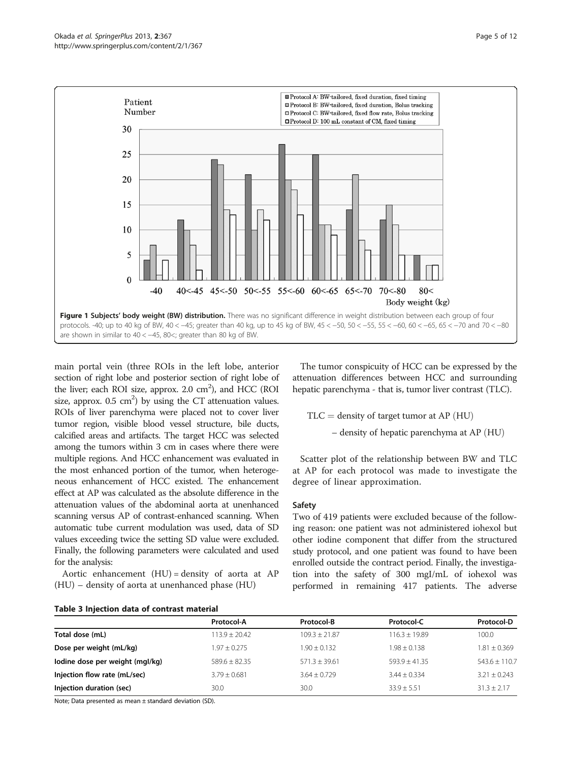**Figure 1 Subjects' body weight (BW) distribution.** There was no significant difference in weight distribution between each group of four protocols. -40; up to 40 kg of BW, 40 < −45; greater than 40 kg, up to 45 kg of BW, 45 < −50, 50 < −55, 55 < −60, 60 < −65, 65 < −70 and 70 < −80 are shown in similar to 40 < −45, 80<; greater than 80 kg of BW.

main portal vein (three ROIs in the left lobe, anterior section of right lobe and posterior section of right lobe of the liver; each ROI size, approx. 2.0 cm$^2$), and HCC (ROI size, approx. 0.5 cm$^2$) by using the CT attenuation values. ROIs of liver parenchyma were placed not to cover liver tumor region, visible blood vessel structure, bile ducts, calcified areas and artifacts. The target HCC was selected among the tumors within 3 cm in cases where there were multiple regions. And HCC enhancement was evaluated in the most enhanced portion of the tumor, when heterogeneous enhancement of HCC existed. The enhancement effect at AP was calculated as the absolute difference in the attenuation values of the abdominal aorta at unenhanced scanning versus AP of contrast-enhanced scanning. When automatic tube current modulation was used, data of SD values exceeding twice the setting SD value were excluded. Finally, the following parameters were calculated and used for the analysis:

Aortic enhancement (HU) = density of aorta at AP (HU) – density of aorta at unenhanced phase (HU)

The tumor conspicuity of HCC can be expressed by the attenuation differences between HCC and surrounding hepatic parenchyma - that is, tumor liver contrast (TLC).

$$\mathrm{TLC} = \text{density of target tumor at AP (HU)} - \text{density of hepatic parenchyma at AP (HU)}$$

Scatter plot of the relationship between BW and TLC at AP for each protocol was made to investigate the degree of linear approximation.

### Safety

Two of 419 patients were excluded because of the following reason: one patient was not administered iohexol but other iodine component that differ from the structured study protocol, and one patient was found to have been enrolled outside the contract period. Finally, the investigation into the safety of 300 mgI/mL of iohexol was performed in remaining 417 patients. The adverse

**Table 3 Injection data of contrast material**

| | Protocol-A | Protocol-B | Protocol-C | Protocol-D |
|---|---|---|---|---|
| **Total dose (mL)** | 113.9 ± 20.42 | 109.3 ± 21.87 | 116.3 ± 19.89 | 100.0 |
| **Dose per weight (mL/kg)** | 1.97 ± 0.275 | 1.90 ± 0.132 | 1.98 ± 0.138 | 1.81 ± 0.369 |
| **Iodine dose per weight (mgI/kg)** | 589.6 ± 82.35 | 571.3 ± 39.61 | 593.9 ± 41.35 | 543.6 ± 110.7 |
| **Injection flow rate (mL/sec)** | 3.79 ± 0.681 | 3.64 ± 0.729 | 3.44 ± 0.334 | 3.21 ± 0.243 |
| **Injection duration (sec)** | 30.0 | 30.0 | 33.9 ± 5.51 | 31.3 ± 2.17 |

Note; Data presented as mean ± standard deviation (SD).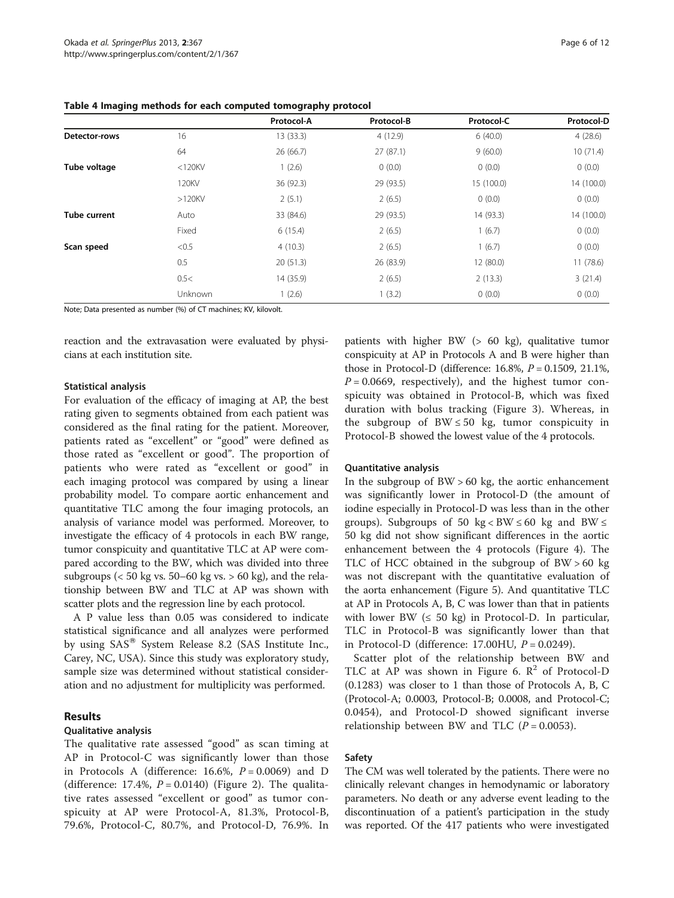**Table 4 Imaging methods for each computed tomography protocol**

| | | Protocol-A | Protocol-B | Protocol-C | Protocol-D |
|---|---|---|---|---|---|
| **Detector-rows** | 16 | 13 (33.3) | 4 (12.9) | 6 (40.0) | 4 (28.6) |
| | 64 | 26 (66.7) | 27 (87.1) | 9 (60.0) | 10 (71.4) |
| **Tube voltage** | <120KV | 1 (2.6) | 0 (0.0) | 0 (0.0) | 0 (0.0) |
| | 120KV | 36 (92.3) | 29 (93.5) | 15 (100.0) | 14 (100.0) |
| | >120KV | 2 (5.1) | 2 (6.5) | 0 (0.0) | 0 (0.0) |
| **Tube current** | Auto | 33 (84.6) | 29 (93.5) | 14 (93.3) | 14 (100.0) |
| | Fixed | 6 (15.4) | 2 (6.5) | 1 (6.7) | 0 (0.0) |
| **Scan speed** | <0.5 | 4 (10.3) | 2 (6.5) | 1 (6.7) | 0 (0.0) |
| | 0.5 | 20 (51.3) | 26 (83.9) | 12 (80.0) | 11 (78.6) |
| | 0.5< | 14 (35.9) | 2 (6.5) | 2 (13.3) | 3 (21.4) |
| | Unknown | 1 (2.6) | 1 (3.2) | 0 (0.0) | 0 (0.0) |

Note; Data presented as number (%) of CT machines; KV, kilovolt.

reaction and the extravasation were evaluated by physicians at each institution site.

### Statistical analysis

For evaluation of the efficacy of imaging at AP, the best rating given to segments obtained from each patient was considered as the final rating for the patient. Moreover, patients rated as "excellent" or "good" were defined as those rated as "excellent or good". The proportion of patients who were rated as "excellent or good" in each imaging protocol was compared by using a linear probability model. To compare aortic enhancement and quantitative TLC among the four imaging protocols, an analysis of variance model was performed. Moreover, to investigate the efficacy of 4 protocols in each BW range, tumor conspicuity and quantitative TLC at AP were compared according to the BW, which was divided into three subgroups (< 50 kg vs. 50–60 kg vs. > 60 kg), and the relationship between BW and TLC at AP was shown with scatter plots and the regression line by each protocol.

A P value less than 0.05 was considered to indicate statistical significance and all analyzes were performed by using SAS® System Release 8.2 (SAS Institute Inc., Carey, NC, USA). Since this study was exploratory study, sample size was determined without statistical consideration and no adjustment for multiplicity was performed.

## Results

### Qualitative analysis

The qualitative rate assessed "good" as scan timing at AP in Protocol-C was significantly lower than those in Protocols A (difference: 16.6%, $P = 0.0069$) and D (difference: 17.4%, $P = 0.0140$) (Figure 2). The qualitative rates assessed "excellent or good" as tumor conspicuity at AP were Protocol-A, 81.3%, Protocol-B, 79.6%, Protocol-C, 80.7%, and Protocol-D, 76.9%. In patients with higher BW (> 60 kg), qualitative tumor conspicuity at AP in Protocols A and B were higher than those in Protocol-D (difference: 16.8%, $P = 0.1509$, 21.1%, $P = 0.0669$, respectively), and the highest tumor conspicuity was obtained in Protocol-B, which was fixed duration with bolus tracking (Figure 3). Whereas, in the subgroup of BW ≤ 50 kg, tumor conspicuity in Protocol-B showed the lowest value of the 4 protocols.

### Quantitative analysis

In the subgroup of BW > 60 kg, the aortic enhancement was significantly lower in Protocol-D (the amount of iodine especially in Protocol-D was less than in the other groups). Subgroups of 50 kg < BW ≤ 60 kg and BW ≤ 50 kg did not show significant differences in the aortic enhancement between the 4 protocols (Figure 4). The TLC of HCC obtained in the subgroup of BW > 60 kg was not discrepant with the quantitative evaluation of the aorta enhancement (Figure 5). And quantitative TLC at AP in Protocols A, B, C was lower than that in patients with lower BW (≤ 50 kg) in Protocol-D. In particular, TLC in Protocol-B was significantly lower than that in Protocol-D (difference: 17.00HU, $P = 0.0249$).

Scatter plot of the relationship between BW and TLC at AP was shown in Figure 6. $R^2$ of Protocol-D (0.1283) was closer to 1 than those of Protocols A, B, C (Protocol-A; 0.0003, Protocol-B; 0.0008, and Protocol-C; 0.0454), and Protocol-D showed significant inverse relationship between BW and TLC ($P = 0.0053$).

### Safety

The CM was well tolerated by the patients. There were no clinically relevant changes in hemodynamic or laboratory parameters. No death or any adverse event leading to the discontinuation of a patient's participation in the study was reported. Of the 417 patients who were investigated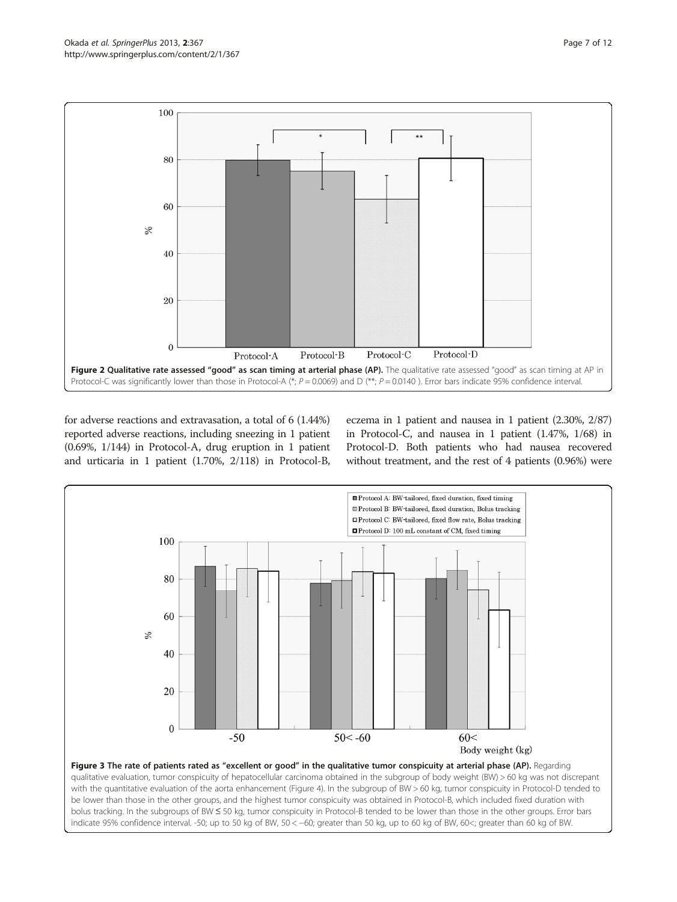**Figure 2 Qualitative rate assessed "good" as scan timing at arterial phase (AP).** The qualitative rate assessed "good" as scan timing at AP in Protocol-C was significantly lower than those in Protocol-A (*; $P = 0.0069$) and D (**; $P = 0.0140$ ). Error bars indicate 95% confidence interval.

for adverse reactions and extravasation, a total of 6 (1.44%) reported adverse reactions, including sneezing in 1 patient (0.69%, 1/144) in Protocol-A, drug eruption in 1 patient and urticaria in 1 patient (1.70%, 2/118) in Protocol-B, eczema in 1 patient and nausea in 1 patient (2.30%, 2/87) in Protocol-C, and nausea in 1 patient (1.47%, 1/68) in Protocol-D. Both patients who had nausea recovered without treatment, and the rest of 4 patients (0.96%) were

**Figure 3 The rate of patients rated as "excellent or good" in the qualitative tumor conspicuity at arterial phase (AP).** Regarding qualitative evaluation, tumor conspicuity of hepatocellular carcinoma obtained in the subgroup of body weight (BW) > 60 kg was not discrepant with the quantitative evaluation of the aorta enhancement (Figure 4). In the subgroup of BW > 60 kg, tumor conspicuity in Protocol-D tended to be lower than those in the other groups, and the highest tumor conspicuity was obtained in Protocol-B, which included fixed duration with bolus tracking. In the subgroups of BW ≤ 50 kg, tumor conspicuity in Protocol-B tended to be lower than those in the other groups. Error bars indicate 95% confidence interval. -50; up to 50 kg of BW, 50 < −60; greater than 50 kg, up to 60 kg of BW, 60<; greater than 60 kg of BW.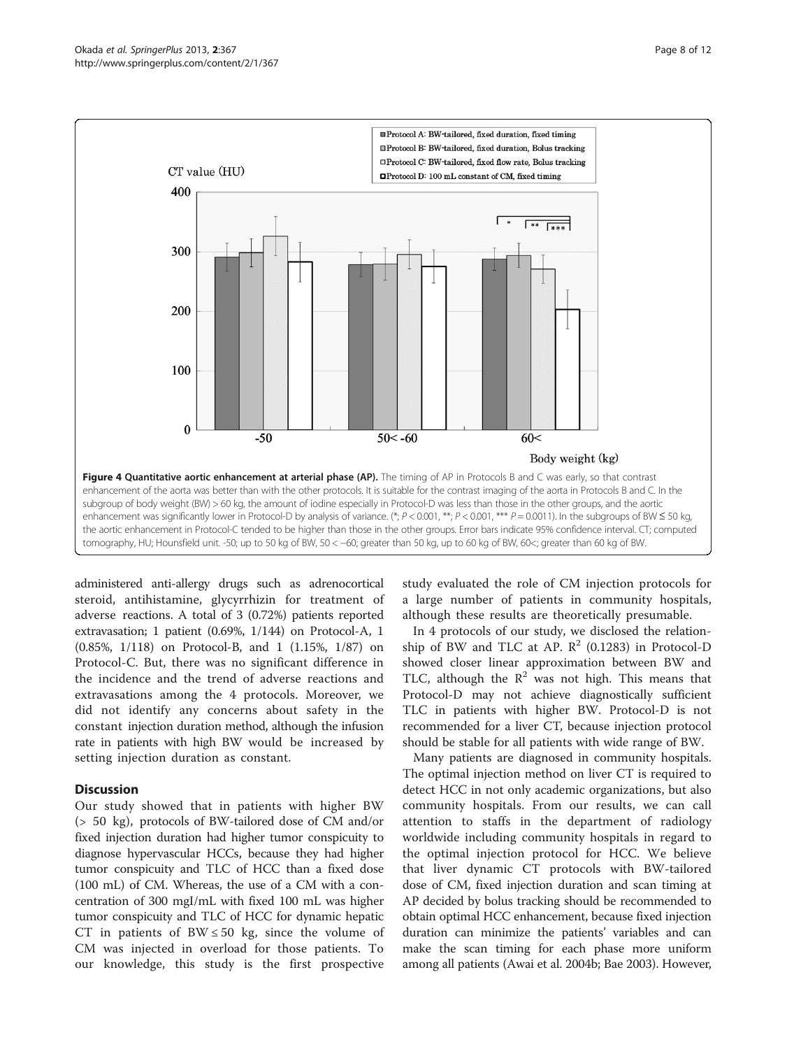**Figure 4 Quantitative aortic enhancement at arterial phase (AP).** The timing of AP in Protocols B and C was early, so that contrast enhancement of the aorta was better than with the other protocols. It is suitable for the contrast imaging of the aorta in Protocols B and C. In the subgroup of body weight (BW) > 60 kg, the amount of iodine especially in Protocol-D was less than those in the other groups, and the aortic enhancement was significantly lower in Protocol-D by analysis of variance. (*; $P < 0.001$, **; $P < 0.001$, *** $P = 0.0011$). In the subgroups of BW ≤ 50 kg, the aortic enhancement in Protocol-C tended to be higher than those in the other groups. Error bars indicate 95% confidence interval. CT; computed tomography, HU; Hounsfield unit. -50; up to 50 kg of BW, 50 < −60; greater than 50 kg, up to 60 kg of BW, 60<; greater than 60 kg of BW.

administered anti-allergy drugs such as adrenocortical steroid, antihistamine, glycyrrhizin for treatment of adverse reactions. A total of 3 (0.72%) patients reported extravasation; 1 patient (0.69%, 1/144) on Protocol-A, 1 (0.85%, 1/118) on Protocol-B, and 1 (1.15%, 1/87) on Protocol-C. But, there was no significant difference in the incidence and the trend of adverse reactions and extravasations among the 4 protocols. Moreover, we did not identify any concerns about safety in the constant injection duration method, although the infusion rate in patients with high BW would be increased by setting injection duration as constant.

## Discussion

Our study showed that in patients with higher BW (> 50 kg), protocols of BW-tailored dose of CM and/or fixed injection duration had higher tumor conspicuity to diagnose hypervascular HCCs, because they had higher tumor conspicuity and TLC of HCC than a fixed dose (100 mL) of CM. Whereas, the use of a CM with a concentration of 300 mgI/mL with fixed 100 mL was higher tumor conspicuity and TLC of HCC for dynamic hepatic CT in patients of BW ≤ 50 kg, since the volume of CM was injected in overload for those patients. To our knowledge, this study is the first prospective study evaluated the role of CM injection protocols for a large number of patients in community hospitals, although these results are theoretically presumable.

In 4 protocols of our study, we disclosed the relationship of BW and TLC at AP. $R^2$ (0.1283) in Protocol-D showed closer linear approximation between BW and TLC, although the $R^2$ was not high. This means that Protocol-D may not achieve diagnostically sufficient TLC in patients with higher BW. Protocol-D is not recommended for a liver CT, because injection protocol should be stable for all patients with wide range of BW.

Many patients are diagnosed in community hospitals. The optimal injection method on liver CT is required to detect HCC in not only academic organizations, but also community hospitals. From our results, we can call attention to staffs in the department of radiology worldwide including community hospitals in regard to the optimal injection protocol for HCC. We believe that liver dynamic CT protocols with BW-tailored dose of CM, fixed injection duration and scan timing at AP decided by bolus tracking should be recommended to obtain optimal HCC enhancement, because fixed injection duration can minimize the patients' variables and can make the scan timing for each phase more uniform among all patients (Awai et al. 2004b; Bae 2003). However,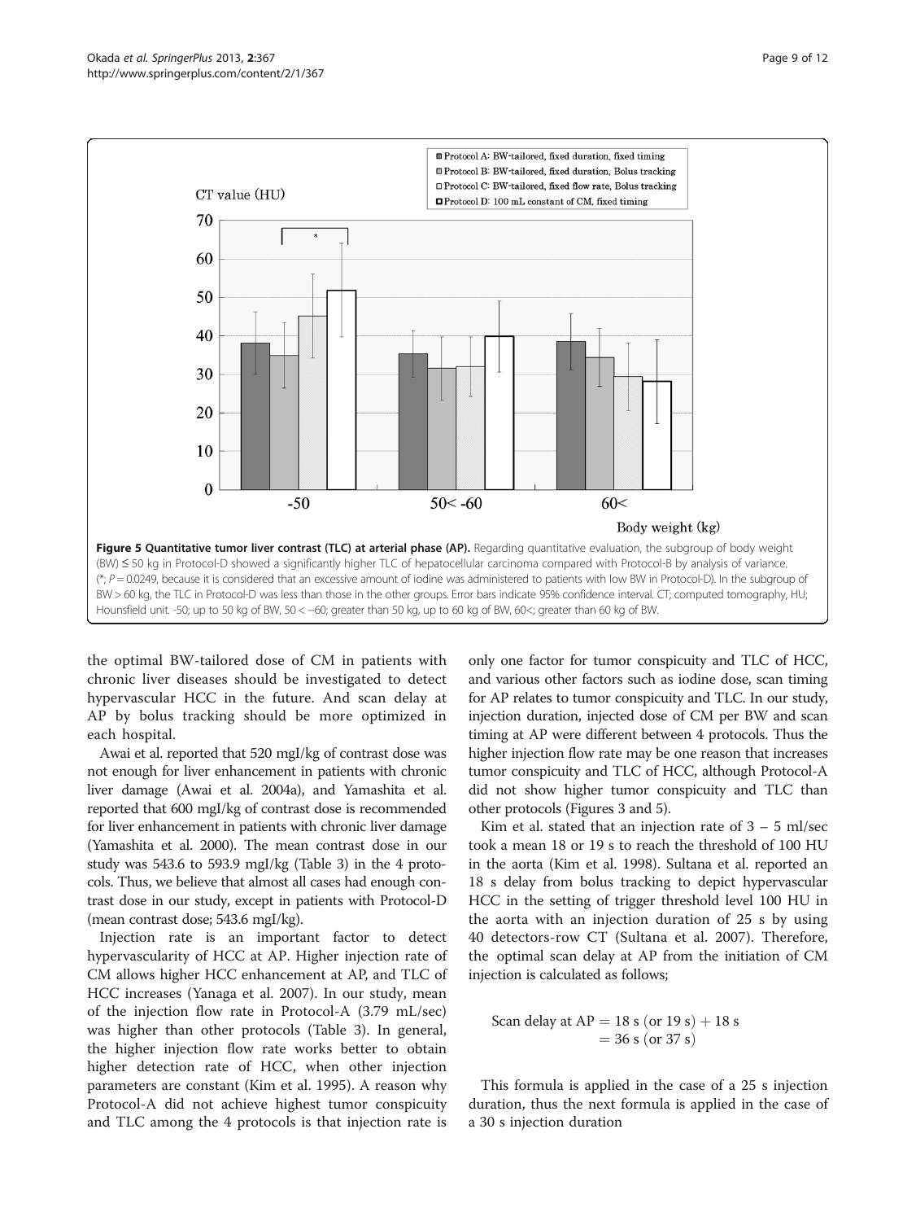**Figure 5 Quantitative tumor liver contrast (TLC) at arterial phase (AP).** Regarding quantitative evaluation, the subgroup of body weight (BW) ≤ 50 kg in Protocol-D showed a significantly higher TLC of hepatocellular carcinoma compared with Protocol-B by analysis of variance. (*; $P = 0.0249$, because it is considered that an excessive amount of iodine was administered to patients with low BW in Protocol-D). In the subgroup of BW > 60 kg, the TLC in Protocol-D was less than those in the other groups. Error bars indicate 95% confidence interval. CT; computed tomography, HU; Hounsfield unit. -50; up to 50 kg of BW, 50 < −60; greater than 50 kg, up to 60 kg of BW, 60<; greater than 60 kg of BW.

the optimal BW-tailored dose of CM in patients with chronic liver diseases should be investigated to detect hypervascular HCC in the future. And scan delay at AP by bolus tracking should be more optimized in each hospital.

Awai et al. reported that 520 mgI/kg of contrast dose was not enough for liver enhancement in patients with chronic liver damage (Awai et al. 2004a), and Yamashita et al. reported that 600 mgI/kg of contrast dose is recommended for liver enhancement in patients with chronic liver damage (Yamashita et al. 2000). The mean contrast dose in our study was 543.6 to 593.9 mgI/kg (Table 3) in the 4 protocols. Thus, we believe that almost all cases had enough contrast dose in our study, except in patients with Protocol-D (mean contrast dose; 543.6 mgI/kg).

Injection rate is an important factor to detect hypervascularity of HCC at AP. Higher injection rate of CM allows higher HCC enhancement at AP, and TLC of HCC increases (Yanaga et al. 2007). In our study, mean of the injection flow rate in Protocol-A (3.79 mL/sec) was higher than other protocols (Table 3). In general, the higher injection flow rate works better to obtain higher detection rate of HCC, when other injection parameters are constant (Kim et al. 1995). A reason why Protocol-A did not achieve highest tumor conspicuity and TLC among the 4 protocols is that injection rate is only one factor for tumor conspicuity and TLC of HCC, and various other factors such as iodine dose, scan timing for AP relates to tumor conspicuity and TLC. In our study, injection duration, injected dose of CM per BW and scan timing at AP were different between 4 protocols. Thus the higher injection flow rate may be one reason that increases tumor conspicuity and TLC of HCC, although Protocol-A did not show higher tumor conspicuity and TLC than other protocols (Figures 3 and 5).

Kim et al. stated that an injection rate of 3 – 5 ml/sec took a mean 18 or 19 s to reach the threshold of 100 HU in the aorta (Kim et al. 1998). Sultana et al. reported an 18 s delay from bolus tracking to depict hypervascular HCC in the setting of trigger threshold level 100 HU in the aorta with an injection duration of 25 s by using 40 detectors-row CT (Sultana et al. 2007). Therefore, the optimal scan delay at AP from the initiation of CM injection is calculated as follows;

$$\begin{aligned}\text{Scan delay at AP} &= 18\ \text{s}\ (\text{or } 19\ \text{s}) + 18\ \text{s} \\ &= 36\ \text{s}\ (\text{or } 37\ \text{s})\end{aligned}$$

This formula is applied in the case of a 25 s injection duration, thus the next formula is applied in the case of a 30 s injection duration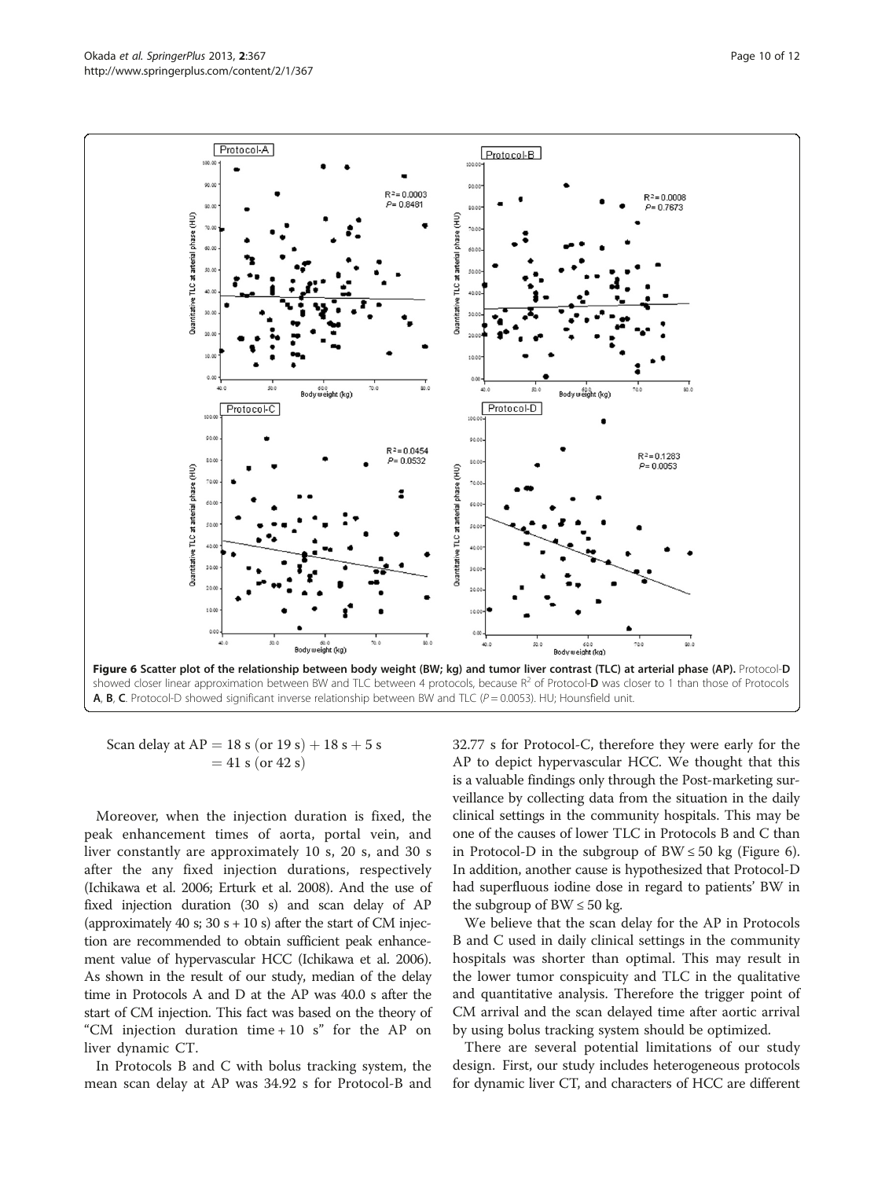**Figure 6 Scatter plot of the relationship between body weight (BW; kg) and tumor liver contrast (TLC) at arterial phase (AP).** Protocol-**D** showed closer linear approximation between BW and TLC between 4 protocols, because $R^2$ of Protocol-**D** was closer to 1 than those of Protocols **A**, **B**, **C**. Protocol-D showed significant inverse relationship between BW and TLC ($P = 0.0053$). HU; Hounsfield unit.

$$\text{Scan delay at AP} = 18\text{ s (or 19 s)} + 18\text{ s} + 5\text{ s} = 41\text{ s (or 42 s)}$$

Moreover, when the injection duration is fixed, the peak enhancement times of aorta, portal vein, and liver constantly are approximately 10 s, 20 s, and 30 s after the any fixed injection durations, respectively (Ichikawa et al. 2006; Erturk et al. 2008). And the use of fixed injection duration (30 s) and scan delay of AP (approximately 40 s; 30 s + 10 s) after the start of CM injection are recommended to obtain sufficient peak enhancement value of hypervascular HCC (Ichikawa et al. 2006). As shown in the result of our study, median of the delay time in Protocols A and D at the AP was 40.0 s after the start of CM injection. This fact was based on the theory of "CM injection duration time + 10 s" for the AP on liver dynamic CT.

In Protocols B and C with bolus tracking system, the mean scan delay at AP was 34.92 s for Protocol-B and 32.77 s for Protocol-C, therefore they were early for the AP to depict hypervascular HCC. We thought that this is a valuable findings only through the Post-marketing surveillance by collecting data from the situation in the daily clinical settings in the community hospitals. This may be one of the causes of lower TLC in Protocols B and C than in Protocol-D in the subgroup of BW ≤ 50 kg (Figure 6). In addition, another cause is hypothesized that Protocol-D had superfluous iodine dose in regard to patients' BW in the subgroup of BW ≤ 50 kg.

We believe that the scan delay for the AP in Protocols B and C used in daily clinical settings in the community hospitals was shorter than optimal. This may result in the lower tumor conspicuity and TLC in the qualitative and quantitative analysis. Therefore the trigger point of CM arrival and the scan delayed time after aortic arrival by using bolus tracking system should be optimized.

There are several potential limitations of our study design. First, our study includes heterogeneous protocols for dynamic liver CT, and characters of HCC are different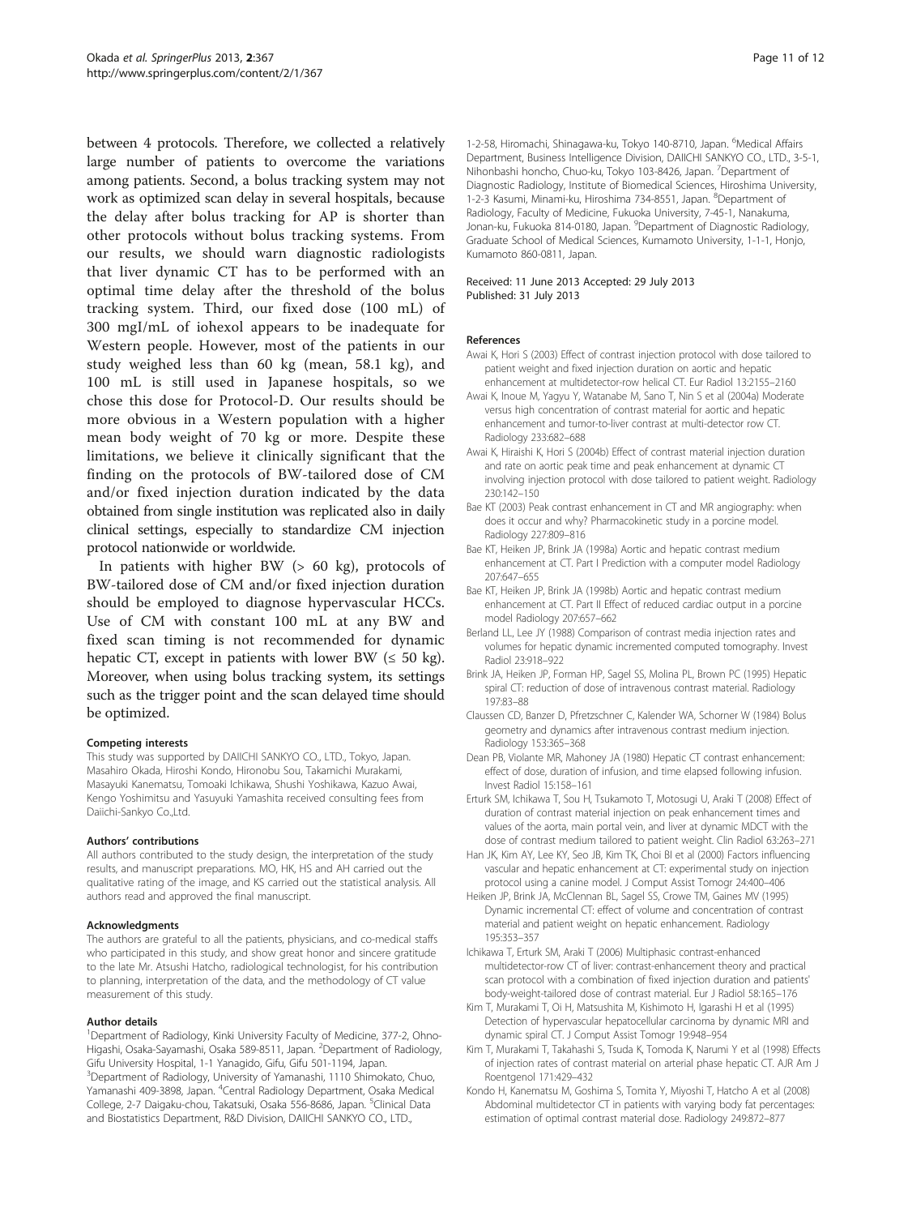between 4 protocols. Therefore, we collected a relatively large number of patients to overcome the variations among patients. Second, a bolus tracking system may not work as optimized scan delay in several hospitals, because the delay after bolus tracking for AP is shorter than other protocols without bolus tracking systems. From our results, we should warn diagnostic radiologists that liver dynamic CT has to be performed with an optimal time delay after the threshold of the bolus tracking system. Third, our fixed dose (100 mL) of 300 mgI/mL of iohexol appears to be inadequate for Western people. However, most of the patients in our study weighed less than 60 kg (mean, 58.1 kg), and 100 mL is still used in Japanese hospitals, so we chose this dose for Protocol-D. Our results should be more obvious in a Western population with a higher mean body weight of 70 kg or more. Despite these limitations, we believe it clinically significant that the finding on the protocols of BW-tailored dose of CM and/or fixed injection duration indicated by the data obtained from single institution was replicated also in daily clinical settings, especially to standardize CM injection protocol nationwide or worldwide.

In patients with higher BW (> 60 kg), protocols of BW-tailored dose of CM and/or fixed injection duration should be employed to diagnose hypervascular HCCs. Use of CM with constant 100 mL at any BW and fixed scan timing is not recommended for dynamic hepatic CT, except in patients with lower BW (≤ 50 kg). Moreover, when using bolus tracking system, its settings such as the trigger point and the scan delayed time should be optimized.

#### Competing interests

This study was supported by DAIICHI SANKYO CO., LTD., Tokyo, Japan. Masahiro Okada, Hiroshi Kondo, Hironobu Sou, Takamichi Murakami, Masayuki Kanematsu, Tomoaki Ichikawa, Shushi Yoshikawa, Kazuo Awai, Kengo Yoshimitsu and Yasuyuki Yamashita received consulting fees from Daiichi-Sankyo Co.,Ltd.

#### Authors' contributions

All authors contributed to the study design, the interpretation of the study results, and manuscript preparations. MO, HK, HS and AH carried out the qualitative rating of the image, and KS carried out the statistical analysis. All authors read and approved the final manuscript.

#### Acknowledgments

The authors are grateful to all the patients, physicians, and co-medical staffs who participated in this study, and show great honor and sincere gratitude to the late Mr. Atsushi Hatcho, radiological technologist, for his contribution to planning, interpretation of the data, and the methodology of CT value measurement of this study.

#### Author details

[1]Department of Radiology, Kinki University Faculty of Medicine, 377-2, Ohno-Higashi, Osaka-Sayamashi, Osaka 589-8511, Japan. [2]Department of Radiology, Gifu University Hospital, 1-1 Yanagido, Gifu, Gifu 501-1194, Japan. [3]Department of Radiology, University of Yamanashi, 1110 Shimokato, Chuo, Yamanashi 409-3898, Japan. [4]Central Radiology Department, Osaka Medical College, 2-7 Daigaku-chou, Takatsuki, Osaka 556-8686, Japan. [5]Clinical Data and Biostatistics Department, R&D Division, DAIICHI SANKYO CO., LTD., 1-2-58, Hiromachi, Shinagawa-ku, Tokyo 140-8710, Japan. [6]Medical Affairs Department, Business Intelligence Division, DAIICHI SANKYO CO., LTD., 3-5-1, Nihonbashi honcho, Chuo-ku, Tokyo 103-8426, Japan. [7]Department of Diagnostic Radiology, Institute of Biomedical Sciences, Hiroshima University, 1-2-3 Kasumi, Minami-ku, Hiroshima 734-8551, Japan. [8]Department of Radiology, Faculty of Medicine, Fukuoka University, 7-45-1, Nanakuma, Jonan-ku, Fukuoka 814-0180, Japan. [9]Department of Diagnostic Radiology, Graduate School of Medical Sciences, Kumamoto University, 1-1-1, Honjo, Kumamoto 860-0811, Japan.

Received: 11 June 2013 Accepted: 29 July 2013
Published: 31 July 2013

#### References

- Awai K, Hori S (2003) Effect of contrast injection protocol with dose tailored to patient weight and fixed injection duration on aortic and hepatic enhancement at multidetector-row helical CT. Eur Radiol 13:2155–2160
- Awai K, Inoue M, Yagyu Y, Watanabe M, Sano T, Nin S et al (2004a) Moderate versus high concentration of contrast material for aortic and hepatic enhancement and tumor-to-liver contrast at multi-detector row CT. Radiology 233:682–688
- Awai K, Hiraishi K, Hori S (2004b) Effect of contrast material injection duration and rate on aortic peak time and peak enhancement at dynamic CT involving injection protocol with dose tailored to patient weight. Radiology 230:142–150
- Bae KT (2003) Peak contrast enhancement in CT and MR angiography: when does it occur and why? Pharmacokinetic study in a porcine model. Radiology 227:809–816
- Bae KT, Heiken JP, Brink JA (1998a) Aortic and hepatic contrast medium enhancement at CT. Part I Prediction with a computer model Radiology 207:647–655
- Bae KT, Heiken JP, Brink JA (1998b) Aortic and hepatic contrast medium enhancement at CT. Part II Effect of reduced cardiac output in a porcine model Radiology 207:657–662
- Berland LL, Lee JY (1988) Comparison of contrast media injection rates and volumes for hepatic dynamic incremented computed tomography. Invest Radiol 23:918–922
- Brink JA, Heiken JP, Forman HP, Sagel SS, Molina PL, Brown PC (1995) Hepatic spiral CT: reduction of dose of intravenous contrast material. Radiology 197:83–88
- Claussen CD, Banzer D, Pfretzschner C, Kalender WA, Schorner W (1984) Bolus geometry and dynamics after intravenous contrast medium injection. Radiology 153:365–368
- Dean PB, Violante MR, Mahoney JA (1980) Hepatic CT contrast enhancement: effect of dose, duration of infusion, and time elapsed following infusion. Invest Radiol 15:158–161
- Erturk SM, Ichikawa T, Sou H, Tsukamoto T, Motosugi U, Araki T (2008) Effect of duration of contrast material injection on peak enhancement times and values of the aorta, main portal vein, and liver at dynamic MDCT with the dose of contrast medium tailored to patient weight. Clin Radiol 63:263–271
- Han JK, Kim AY, Lee KY, Seo JB, Kim TK, Choi BI et al (2000) Factors influencing vascular and hepatic enhancement at CT: experimental study on injection protocol using a canine model. J Comput Assist Tomogr 24:400–406
- Heiken JP, Brink JA, McClennan BL, Sagel SS, Crowe TM, Gaines MV (1995) Dynamic incremental CT: effect of volume and concentration of contrast material and patient weight on hepatic enhancement. Radiology 195:353–357
- Ichikawa T, Erturk SM, Araki T (2006) Multiphasic contrast-enhanced multidetector-row CT of liver: contrast-enhancement theory and practical scan protocol with a combination of fixed injection duration and patients' body-weight-tailored dose of contrast material. Eur J Radiol 58:165–176
- Kim T, Murakami T, Oi H, Matsushita M, Kishimoto H, Igarashi H et al (1995) Detection of hypervascular hepatocellular carcinoma by dynamic MRI and dynamic spiral CT. J Comput Assist Tomogr 19:948–954
- Kim T, Murakami T, Takahashi S, Tsuda K, Tomoda K, Narumi Y et al (1998) Effects of injection rates of contrast material on arterial phase hepatic CT. AJR Am J Roentgenol 171:429–432
- Kondo H, Kanematsu M, Goshima S, Tomita Y, Miyoshi T, Hatcho A et al (2008) Abdominal multidetector CT in patients with varying body fat percentages: estimation of optimal contrast material dose. Radiology 249:872–877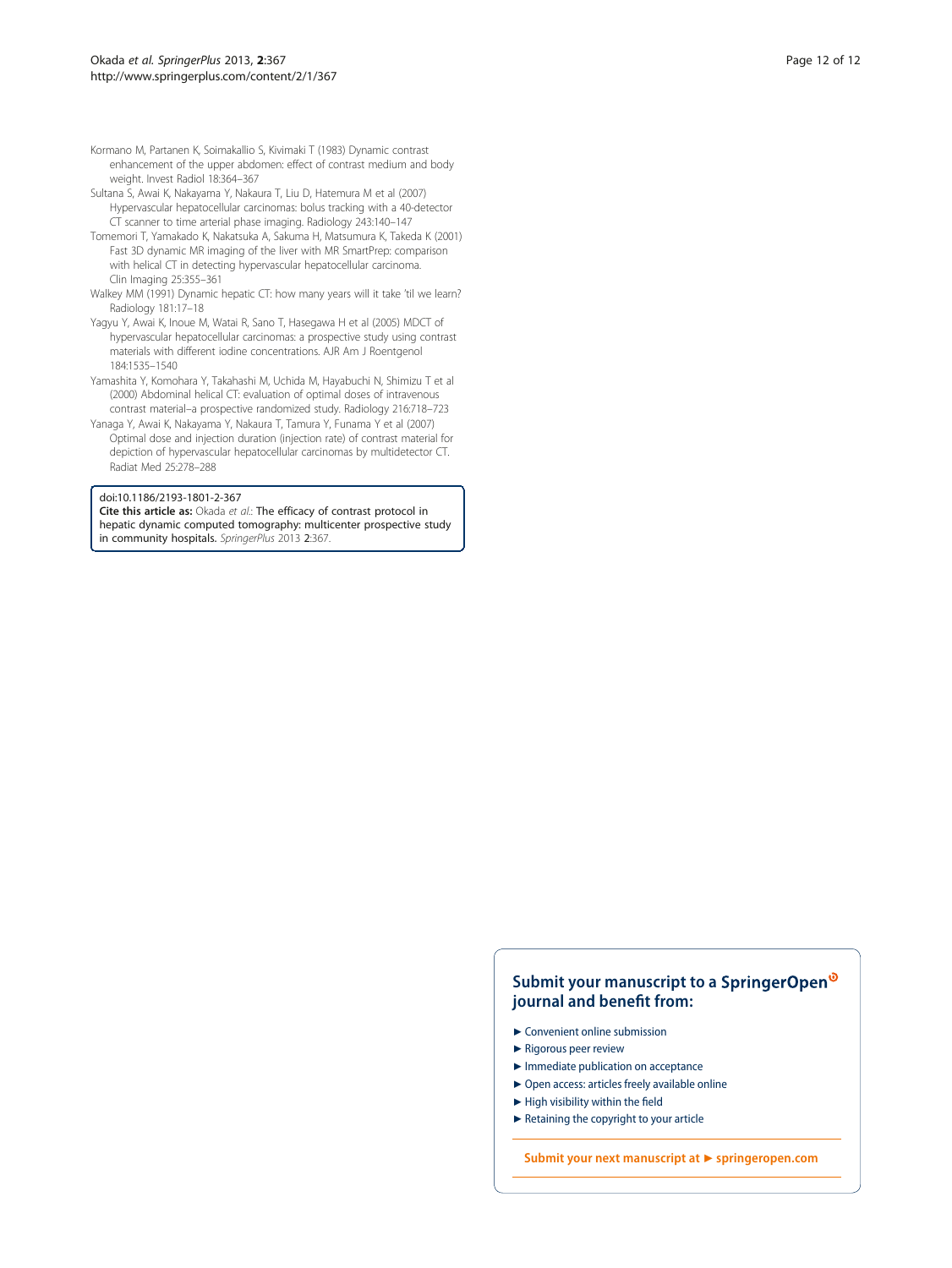Kormano M, Partanen K, Soimakallio S, Kivimaki T (1983) Dynamic contrast enhancement of the upper abdomen: effect of contrast medium and body weight. Invest Radiol 18:364–367

Sultana S, Awai K, Nakayama Y, Nakaura T, Liu D, Hatemura M et al (2007) Hypervascular hepatocellular carcinomas: bolus tracking with a 40-detector CT scanner to time arterial phase imaging. Radiology 243:140–147

Tomemori T, Yamakado K, Nakatsuka A, Sakuma H, Matsumura K, Takeda K (2001) Fast 3D dynamic MR imaging of the liver with MR SmartPrep: comparison with helical CT in detecting hypervascular hepatocellular carcinoma. Clin Imaging 25:355–361

Walkey MM (1991) Dynamic hepatic CT: how many years will it take 'til we learn? Radiology 181:17–18

Yagyu Y, Awai K, Inoue M, Watai R, Sano T, Hasegawa H et al (2005) MDCT of hypervascular hepatocellular carcinomas: a prospective study using contrast materials with different iodine concentrations. AJR Am J Roentgenol 184:1535–1540

Yamashita Y, Komohara Y, Takahashi M, Uchida M, Hayabuchi N, Shimizu T et al (2000) Abdominal helical CT: evaluation of optimal doses of intravenous contrast material–a prospective randomized study. Radiology 216:718–723

Yanaga Y, Awai K, Nakayama Y, Nakaura T, Tamura Y, Funama Y et al (2007) Optimal dose and injection duration (injection rate) of contrast material for depiction of hypervascular hepatocellular carcinomas by multidetector CT. Radiat Med 25:278–288

doi:10.1186/2193-1801-2-367

**Cite this article as:** Okada *et al.*: The efficacy of contrast protocol in hepatic dynamic computed tomography: multicenter prospective study in community hospitals. *SpringerPlus* 2013 **2**:367.

**Submit your manuscript to a SpringerOpen journal and benefit from:**

- ► Convenient online submission
- ► Rigorous peer review
- ► Immediate publication on acceptance
- ► Open access: articles freely available online
- ► High visibility within the field
- ► Retaining the copyright to your article

**Submit your next manuscript at ► springeropen.com**